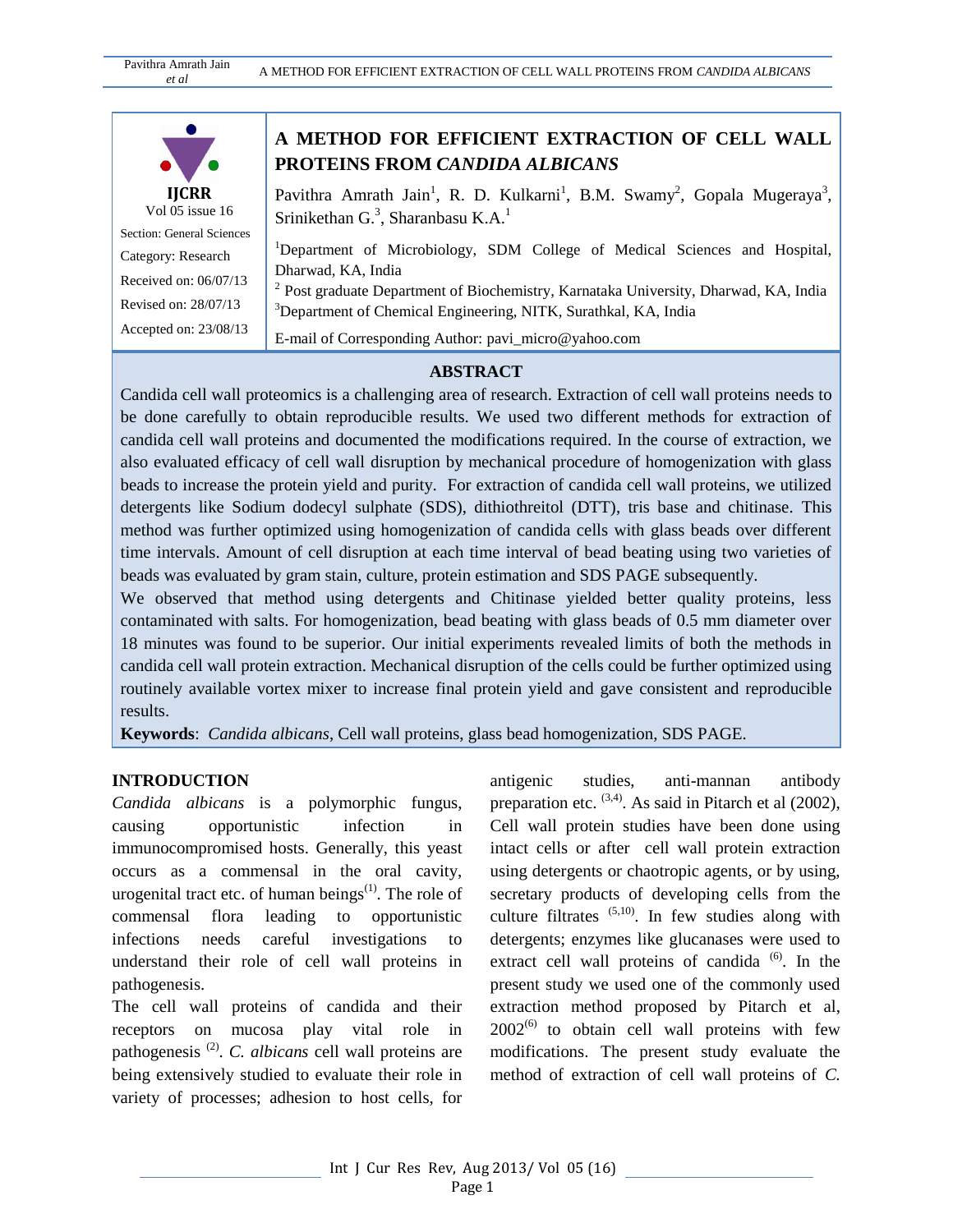IJCRR
Vol 05 issue 16
Section: General Sciences
Category: Research
Received on: 06/07/13
Revised on: 28/07/13
Accepted on: 23/08/13

# A METHOD FOR EFFICIENT EXTRACTION OF CELL WALL PROTEINS FROM *CANDIDA ALBICANS*

Pavithra Amrath Jain[1], R. D. Kulkarni[1], B.M. Swamy[2], Gopala Mugeraya[3], Srinikethan G.[3], Sharanbasu K.A.[1]

[1]Department of Microbiology, SDM College of Medical Sciences and Hospital, Dharwad, KA, India

[2] Post graduate Department of Biochemistry, Karnataka University, Dharwad, KA, India

[3]Department of Chemical Engineering, NITK, Surathkal, KA, India

E-mail of Corresponding Author: pavi_micro@yahoo.com

## ABSTRACT

Candida cell wall proteomics is a challenging area of research. Extraction of cell wall proteins needs to be done carefully to obtain reproducible results. We used two different methods for extraction of candida cell wall proteins and documented the modifications required. In the course of extraction, we also evaluated efficacy of cell wall disruption by mechanical procedure of homogenization with glass beads to increase the protein yield and purity. For extraction of candida cell wall proteins, we utilized detergents like Sodium dodecyl sulphate (SDS), dithiothreitol (DTT), tris base and chitinase. This method was further optimized using homogenization of candida cells with glass beads over different time intervals. Amount of cell disruption at each time interval of bead beating using two varieties of beads was evaluated by gram stain, culture, protein estimation and SDS PAGE subsequently.

We observed that method using detergents and Chitinase yielded better quality proteins, less contaminated with salts. For homogenization, bead beating with glass beads of 0.5 mm diameter over 18 minutes was found to be superior. Our initial experiments revealed limits of both the methods in candida cell wall protein extraction. Mechanical disruption of the cells could be further optimized using routinely available vortex mixer to increase final protein yield and gave consistent and reproducible results.

**Keywords**: *Candida albicans*, Cell wall proteins, glass bead homogenization, SDS PAGE.

## INTRODUCTION

*Candida albicans* is a polymorphic fungus, causing opportunistic infection in immunocompromised hosts. Generally, this yeast occurs as a commensal in the oral cavity, urogenital tract etc. of human beings[1]. The role of commensal flora leading to opportunistic infections needs careful investigations to understand their role of cell wall proteins in pathogenesis.

The cell wall proteins of candida and their receptors on mucosa play vital role in pathogenesis [2]. *C. albicans* cell wall proteins are being extensively studied to evaluate their role in variety of processes; adhesion to host cells, for antigenic studies, anti-mannan antibody preparation etc. [3,4]. As said in Pitarch et al (2002), Cell wall protein studies have been done using intact cells or after cell wall protein extraction using detergents or chaotropic agents, or by using, secretary products of developing cells from the culture filtrates [5,10]. In few studies along with detergents; enzymes like glucanases were used to extract cell wall proteins of candida [6]. In the present study we used one of the commonly used extraction method proposed by Pitarch et al, 2002[6] to obtain cell wall proteins with few modifications. The present study evaluate the method of extraction of cell wall proteins of *C.*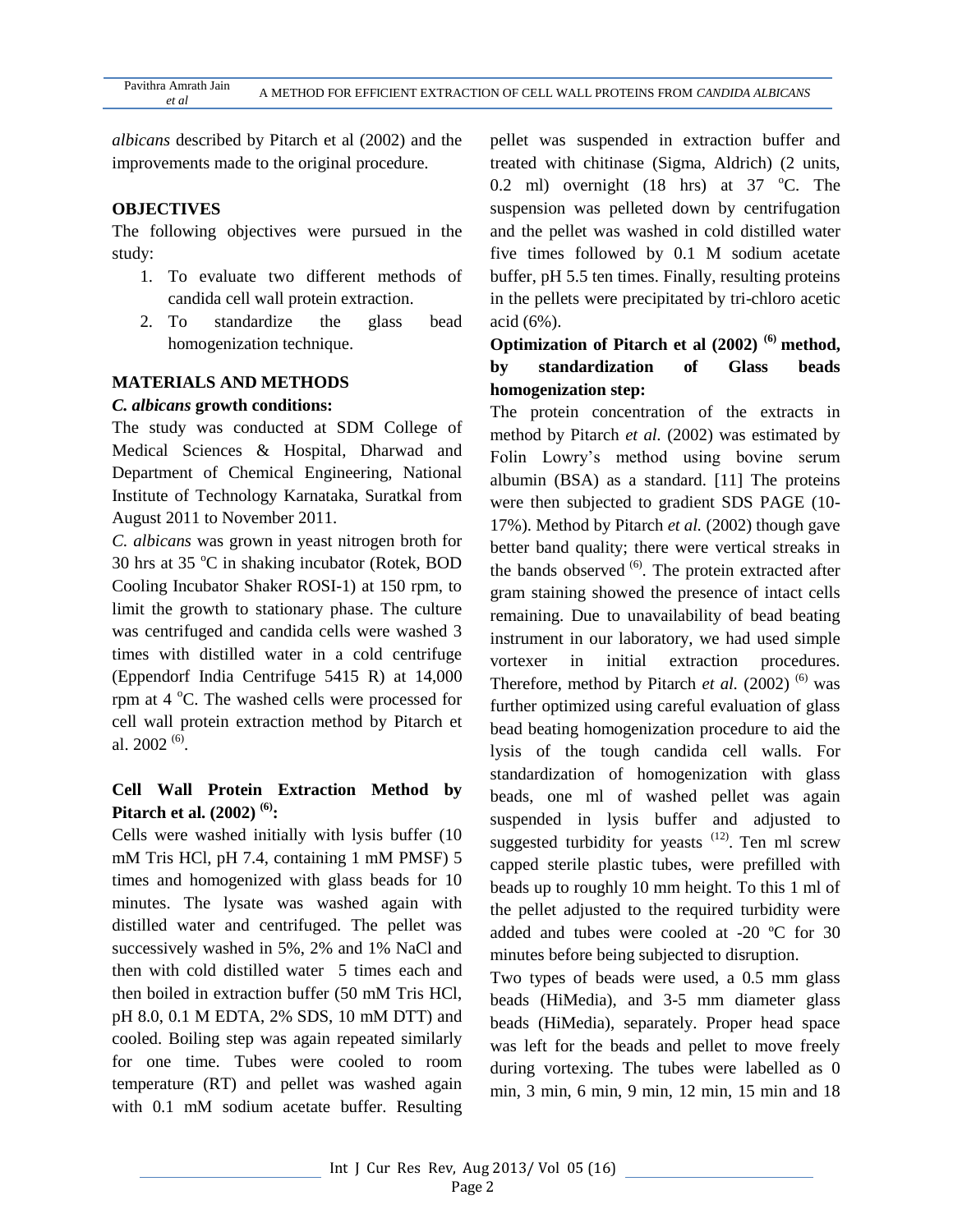*albicans* described by Pitarch et al (2002) and the improvements made to the original procedure.

## OBJECTIVES

The following objectives were pursued in the study:

1. To evaluate two different methods of candida cell wall protein extraction.
2. To standardize the glass bead homogenization technique.

## MATERIALS AND METHODS

### *C. albicans* growth conditions:

The study was conducted at SDM College of Medical Sciences & Hospital, Dharwad and Department of Chemical Engineering, National Institute of Technology Karnataka, Suratkal from August 2011 to November 2011.

*C. albicans* was grown in yeast nitrogen broth for 30 hrs at 35 °C in shaking incubator (Rotek, BOD Cooling Incubator Shaker ROSI-1) at 150 rpm, to limit the growth to stationary phase. The culture was centrifuged and candida cells were washed 3 times with distilled water in a cold centrifuge (Eppendorf India Centrifuge 5415 R) at 14,000 rpm at 4 °C. The washed cells were processed for cell wall protein extraction method by Pitarch et al. 2002 [6].

### Cell Wall Protein Extraction Method by Pitarch et al. (2002) [6]:

Cells were washed initially with lysis buffer (10 mM Tris HCl, pH 7.4, containing 1 mM PMSF) 5 times and homogenized with glass beads for 10 minutes. The lysate was washed again with distilled water and centrifuged. The pellet was successively washed in 5%, 2% and 1% NaCl and then with cold distilled water 5 times each and then boiled in extraction buffer (50 mM Tris HCl, pH 8.0, 0.1 M EDTA, 2% SDS, 10 mM DTT) and cooled. Boiling step was again repeated similarly for one time. Tubes were cooled to room temperature (RT) and pellet was washed again with 0.1 mM sodium acetate buffer. Resulting pellet was suspended in extraction buffer and treated with chitinase (Sigma, Aldrich) (2 units, 0.2 ml) overnight (18 hrs) at 37 °C. The suspension was pelleted down by centrifugation and the pellet was washed in cold distilled water five times followed by 0.1 M sodium acetate buffer, pH 5.5 ten times. Finally, resulting proteins in the pellets were precipitated by tri-chloro acetic acid (6%).

### Optimization of Pitarch et al (2002) [6] method, by standardization of Glass beads homogenization step:

The protein concentration of the extracts in method by Pitarch *et al.* (2002) was estimated by Folin Lowry's method using bovine serum albumin (BSA) as a standard. [11] The proteins were then subjected to gradient SDS PAGE (10-17%). Method by Pitarch *et al.* (2002) though gave better band quality; there were vertical streaks in the bands observed [6]. The protein extracted after gram staining showed the presence of intact cells remaining. Due to unavailability of bead beating instrument in our laboratory, we had used simple vortexer in initial extraction procedures. Therefore, method by Pitarch *et al.* (2002) [6] was further optimized using careful evaluation of glass bead beating homogenization procedure to aid the lysis of the tough candida cell walls. For standardization of homogenization with glass beads, one ml of washed pellet was again suspended in lysis buffer and adjusted to suggested turbidity for yeasts [12]. Ten ml screw capped sterile plastic tubes, were prefilled with beads up to roughly 10 mm height. To this 1 ml of the pellet adjusted to the required turbidity were added and tubes were cooled at -20 ºC for 30 minutes before being subjected to disruption.

Two types of beads were used, a 0.5 mm glass beads (HiMedia), and 3-5 mm diameter glass beads (HiMedia), separately. Proper head space was left for the beads and pellet to move freely during vortexing. The tubes were labelled as 0 min, 3 min, 6 min, 9 min, 12 min, 15 min and 18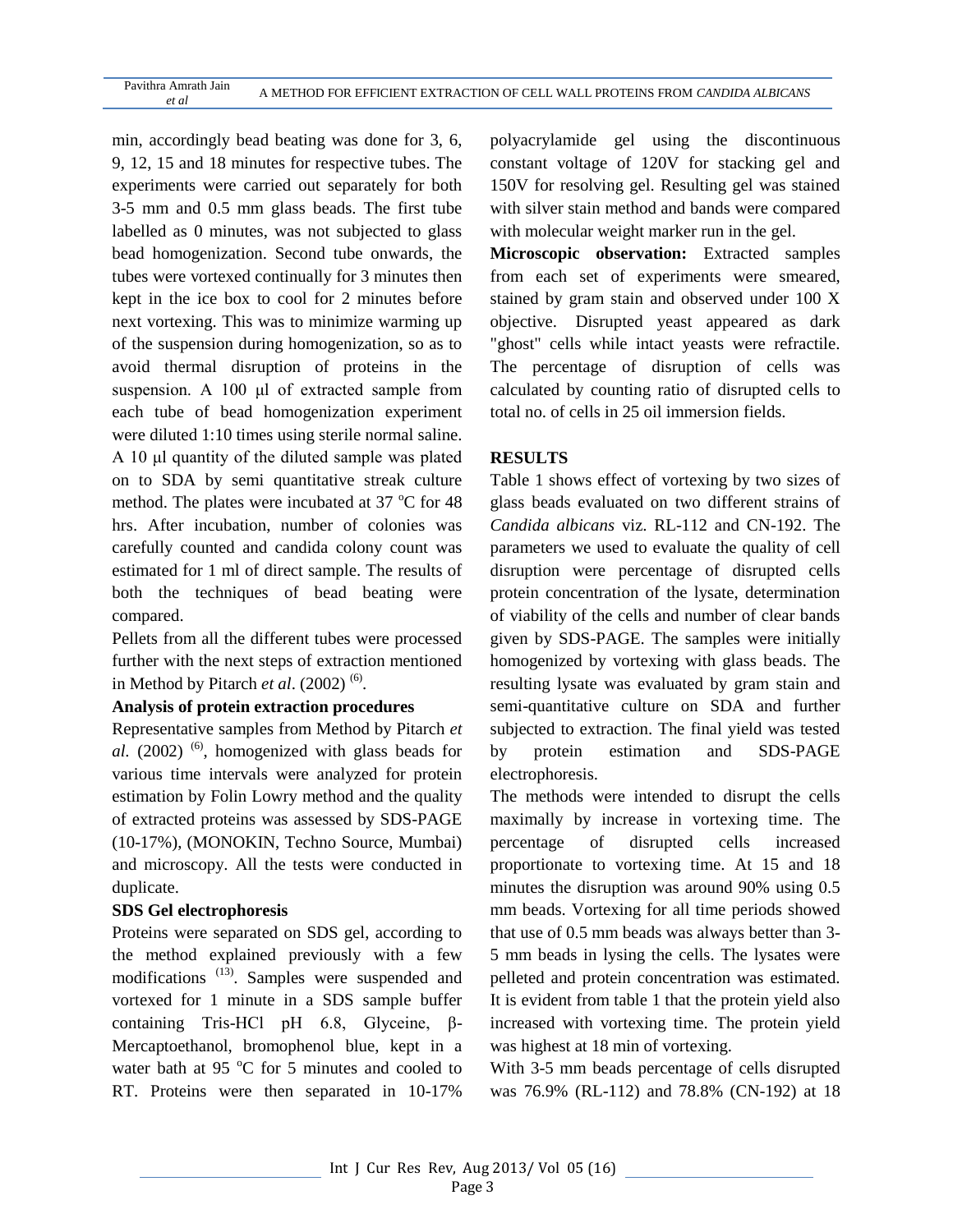min, accordingly bead beating was done for 3, 6, 9, 12, 15 and 18 minutes for respective tubes. The experiments were carried out separately for both 3-5 mm and 0.5 mm glass beads. The first tube labelled as 0 minutes, was not subjected to glass bead homogenization. Second tube onwards, the tubes were vortexed continually for 3 minutes then kept in the ice box to cool for 2 minutes before next vortexing. This was to minimize warming up of the suspension during homogenization, so as to avoid thermal disruption of proteins in the suspension. A 100 µl of extracted sample from each tube of bead homogenization experiment were diluted 1:10 times using sterile normal saline. A 10 µl quantity of the diluted sample was plated on to SDA by semi quantitative streak culture method. The plates were incubated at 37 °C for 48 hrs. After incubation, number of colonies was carefully counted and candida colony count was estimated for 1 ml of direct sample. The results of both the techniques of bead beating were compared.

Pellets from all the different tubes were processed further with the next steps of extraction mentioned in Method by Pitarch *et al*. (2002) [6].

**Analysis of protein extraction procedures**

Representative samples from Method by Pitarch *et al.* (2002) [6], homogenized with glass beads for various time intervals were analyzed for protein estimation by Folin Lowry method and the quality of extracted proteins was assessed by SDS-PAGE (10-17%), (MONOKIN, Techno Source, Mumbai) and microscopy. All the tests were conducted in duplicate.

**SDS Gel electrophoresis**

Proteins were separated on SDS gel, according to the method explained previously with a few modifications [13]. Samples were suspended and vortexed for 1 minute in a SDS sample buffer containing Tris-HCl pH 6.8, Glyceine, β-Mercaptoethanol, bromophenol blue, kept in a water bath at 95 °C for 5 minutes and cooled to RT. Proteins were then separated in 10-17% polyacrylamide gel using the discontinuous constant voltage of 120V for stacking gel and 150V for resolving gel. Resulting gel was stained with silver stain method and bands were compared with molecular weight marker run in the gel.

**Microscopic observation:** Extracted samples from each set of experiments were smeared, stained by gram stain and observed under 100 X objective. Disrupted yeast appeared as dark "ghost" cells while intact yeasts were refractile. The percentage of disruption of cells was calculated by counting ratio of disrupted cells to total no. of cells in 25 oil immersion fields.

## RESULTS

Table 1 shows effect of vortexing by two sizes of glass beads evaluated on two different strains of *Candida albicans* viz. RL-112 and CN-192. The parameters we used to evaluate the quality of cell disruption were percentage of disrupted cells protein concentration of the lysate, determination of viability of the cells and number of clear bands given by SDS-PAGE. The samples were initially homogenized by vortexing with glass beads. The resulting lysate was evaluated by gram stain and semi-quantitative culture on SDA and further subjected to extraction. The final yield was tested by protein estimation and SDS-PAGE electrophoresis.

The methods were intended to disrupt the cells maximally by increase in vortexing time. The percentage of disrupted cells increased proportionate to vortexing time. At 15 and 18 minutes the disruption was around 90% using 0.5 mm beads. Vortexing for all time periods showed that use of 0.5 mm beads was always better than 3-5 mm beads in lysing the cells. The lysates were pelleted and protein concentration was estimated. It is evident from table 1 that the protein yield also increased with vortexing time. The protein yield was highest at 18 min of vortexing.

With 3-5 mm beads percentage of cells disrupted was 76.9% (RL-112) and 78.8% (CN-192) at 18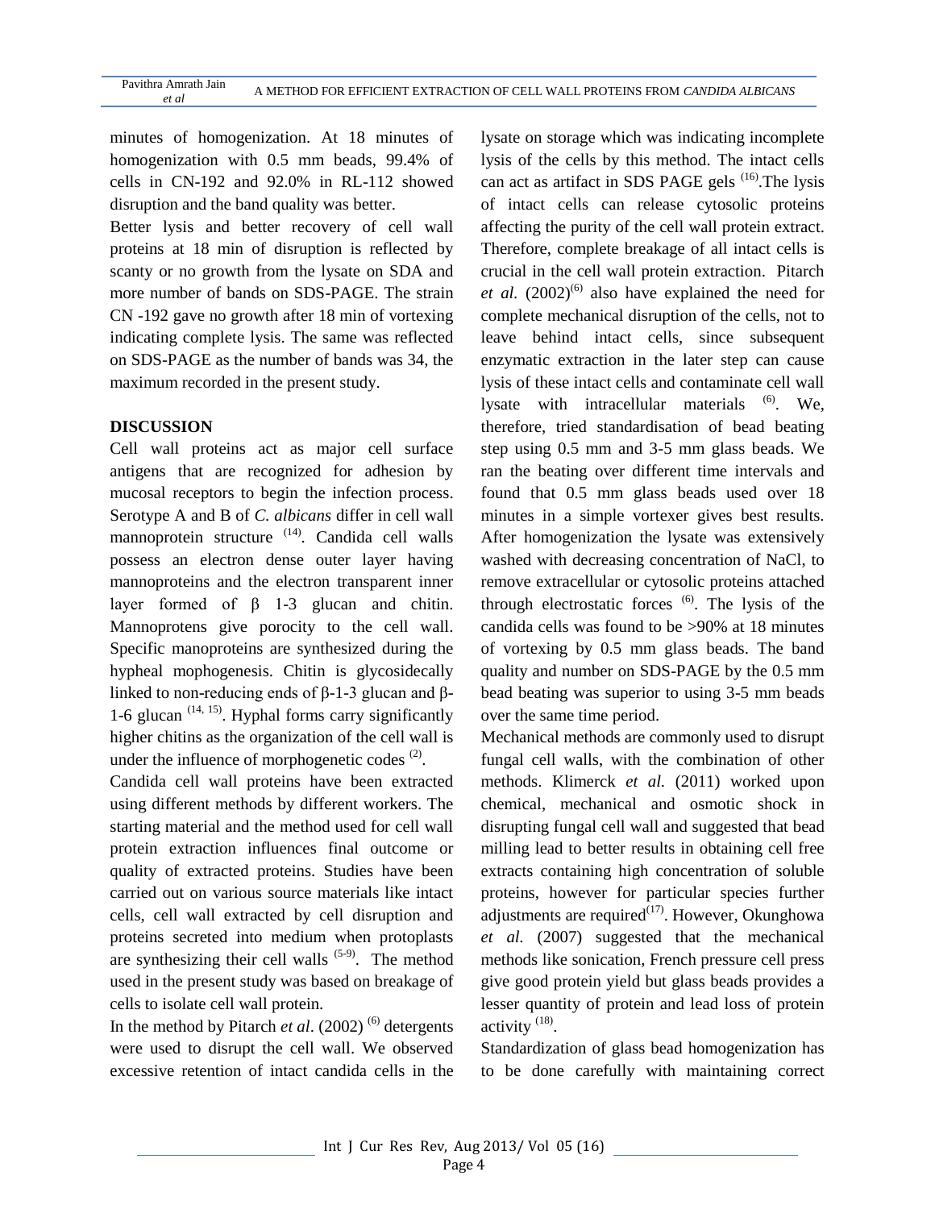minutes of homogenization. At 18 minutes of homogenization with 0.5 mm beads, 99.4% of cells in CN-192 and 92.0% in RL-112 showed disruption and the band quality was better.

Better lysis and better recovery of cell wall proteins at 18 min of disruption is reflected by scanty or no growth from the lysate on SDA and more number of bands on SDS-PAGE. The strain CN -192 gave no growth after 18 min of vortexing indicating complete lysis. The same was reflected on SDS-PAGE as the number of bands was 34, the maximum recorded in the present study.

## DISCUSSION

Cell wall proteins act as major cell surface antigens that are recognized for adhesion by mucosal receptors to begin the infection process. Serotype A and B of *C. albicans* differ in cell wall mannoprotein structure [14]. Candida cell walls possess an electron dense outer layer having mannoproteins and the electron transparent inner layer formed of β 1-3 glucan and chitin. Mannoprotens give porocity to the cell wall. Specific manoproteins are synthesized during the hypheal mophogenesis. Chitin is glycosidecally linked to non-reducing ends of β-1-3 glucan and β-1-6 glucan [14, 15]. Hyphal forms carry significantly higher chitins as the organization of the cell wall is under the influence of morphogenetic codes [2].

Candida cell wall proteins have been extracted using different methods by different workers. The starting material and the method used for cell wall protein extraction influences final outcome or quality of extracted proteins. Studies have been carried out on various source materials like intact cells, cell wall extracted by cell disruption and proteins secreted into medium when protoplasts are synthesizing their cell walls [5-9]. The method used in the present study was based on breakage of cells to isolate cell wall protein.

In the method by Pitarch *et al*. (2002) [6] detergents were used to disrupt the cell wall. We observed excessive retention of intact candida cells in the lysate on storage which was indicating incomplete lysis of the cells by this method. The intact cells can act as artifact in SDS PAGE gels [16].The lysis of intact cells can release cytosolic proteins affecting the purity of the cell wall protein extract. Therefore, complete breakage of all intact cells is crucial in the cell wall protein extraction. Pitarch *et al.* (2002)[6] also have explained the need for complete mechanical disruption of the cells, not to leave behind intact cells, since subsequent enzymatic extraction in the later step can cause lysis of these intact cells and contaminate cell wall lysate with intracellular materials [6]. We, therefore, tried standardisation of bead beating step using 0.5 mm and 3-5 mm glass beads. We ran the beating over different time intervals and found that 0.5 mm glass beads used over 18 minutes in a simple vortexer gives best results. After homogenization the lysate was extensively washed with decreasing concentration of NaCl, to remove extracellular or cytosolic proteins attached through electrostatic forces [6]. The lysis of the candida cells was found to be >90% at 18 minutes of vortexing by 0.5 mm glass beads. The band quality and number on SDS-PAGE by the 0.5 mm bead beating was superior to using 3-5 mm beads over the same time period.

Mechanical methods are commonly used to disrupt fungal cell walls, with the combination of other methods. Klimerck *et al.* (2011) worked upon chemical, mechanical and osmotic shock in disrupting fungal cell wall and suggested that bead milling lead to better results in obtaining cell free extracts containing high concentration of soluble proteins, however for particular species further adjustments are required[17]. However, Okunghowa *et al.* (2007) suggested that the mechanical methods like sonication, French pressure cell press give good protein yield but glass beads provides a lesser quantity of protein and lead loss of protein activity [18].

Standardization of glass bead homogenization has to be done carefully with maintaining correct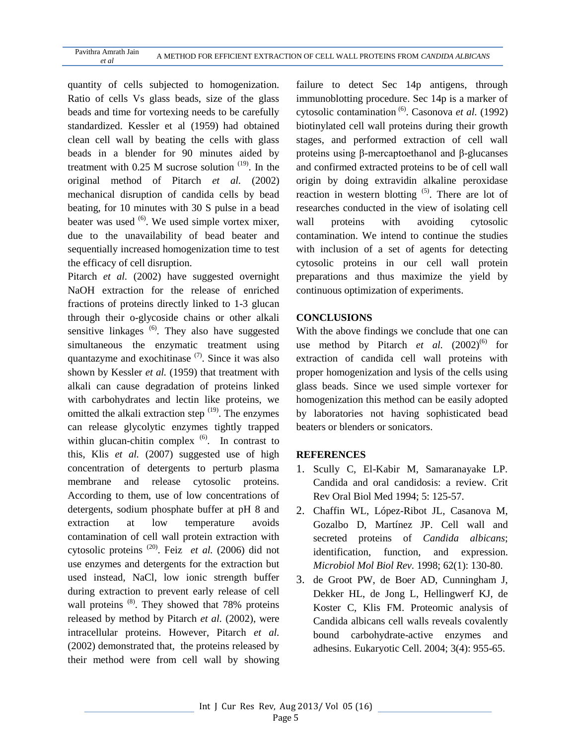quantity of cells subjected to homogenization. Ratio of cells Vs glass beads, size of the glass beads and time for vortexing needs to be carefully standardized. Kessler et al (1959) had obtained clean cell wall by beating the cells with glass beads in a blender for 90 minutes aided by treatment with 0.25 M sucrose solution [19]. In the original method of Pitarch *et al.* (2002) mechanical disruption of candida cells by bead beating, for 10 minutes with 30 S pulse in a bead beater was used [6]. We used simple vortex mixer, due to the unavailability of bead beater and sequentially increased homogenization time to test the efficacy of cell disruption.

Pitarch *et al.* (2002) have suggested overnight NaOH extraction for the release of enriched fractions of proteins directly linked to 1-3 glucan through their o-glycoside chains or other alkali sensitive linkages [6]. They also have suggested simultaneous the enzymatic treatment using quantazyme and exochitinase [7]. Since it was also shown by Kessler *et al.* (1959) that treatment with alkali can cause degradation of proteins linked with carbohydrates and lectin like proteins, we omitted the alkali extraction step [19]. The enzymes can release glycolytic enzymes tightly trapped within glucan-chitin complex [6]. In contrast to this, Klis *et al.* (2007) suggested use of high concentration of detergents to perturb plasma membrane and release cytosolic proteins. According to them, use of low concentrations of detergents, sodium phosphate buffer at pH 8 and extraction at low temperature avoids contamination of cell wall protein extraction with cytosolic proteins [20]. Feiz *et al.* (2006) did not use enzymes and detergents for the extraction but used instead, NaCl, low ionic strength buffer during extraction to prevent early release of cell wall proteins [8]. They showed that 78% proteins released by method by Pitarch *et al.* (2002), were intracellular proteins. However, Pitarch *et al.* (2002) demonstrated that, the proteins released by their method were from cell wall by showing failure to detect Sec 14p antigens, through immunoblotting procedure. Sec 14p is a marker of cytosolic contamination [6]. Casonova *et al.* (1992) biotinylated cell wall proteins during their growth stages, and performed extraction of cell wall proteins using β-mercaptoethanol and β-glucanses and confirmed extracted proteins to be of cell wall origin by doing extravidin alkaline peroxidase reaction in western blotting [5]. There are lot of researches conducted in the view of isolating cell wall proteins with avoiding cytosolic contamination. We intend to continue the studies with inclusion of a set of agents for detecting cytosolic proteins in our cell wall protein preparations and thus maximize the yield by continuous optimization of experiments.

## CONCLUSIONS

With the above findings we conclude that one can use method by Pitarch *et al.* (2002)[6] for extraction of candida cell wall proteins with proper homogenization and lysis of the cells using glass beads. Since we used simple vortexer for homogenization this method can be easily adopted by laboratories not having sophisticated bead beaters or blenders or sonicators.

## REFERENCES

1. Scully C, El-Kabir M, Samaranayake LP. Candida and oral candidosis: a review. Crit Rev Oral Biol Med 1994; 5: 125-57.
2. Chaffin WL, López-Ribot JL, Casanova M, Gozalbo D, Martínez JP. Cell wall and secreted proteins of *Candida albicans*; identification, function, and expression. *Microbiol Mol Biol Rev*. 1998; 62(1): 130-80.
3. de Groot PW, de Boer AD, Cunningham J, Dekker HL, de Jong L, Hellingwerf KJ, de Koster C, Klis FM. Proteomic analysis of Candida albicans cell walls reveals covalently bound carbohydrate-active enzymes and adhesins. Eukaryotic Cell. 2004; 3(4): 955-65.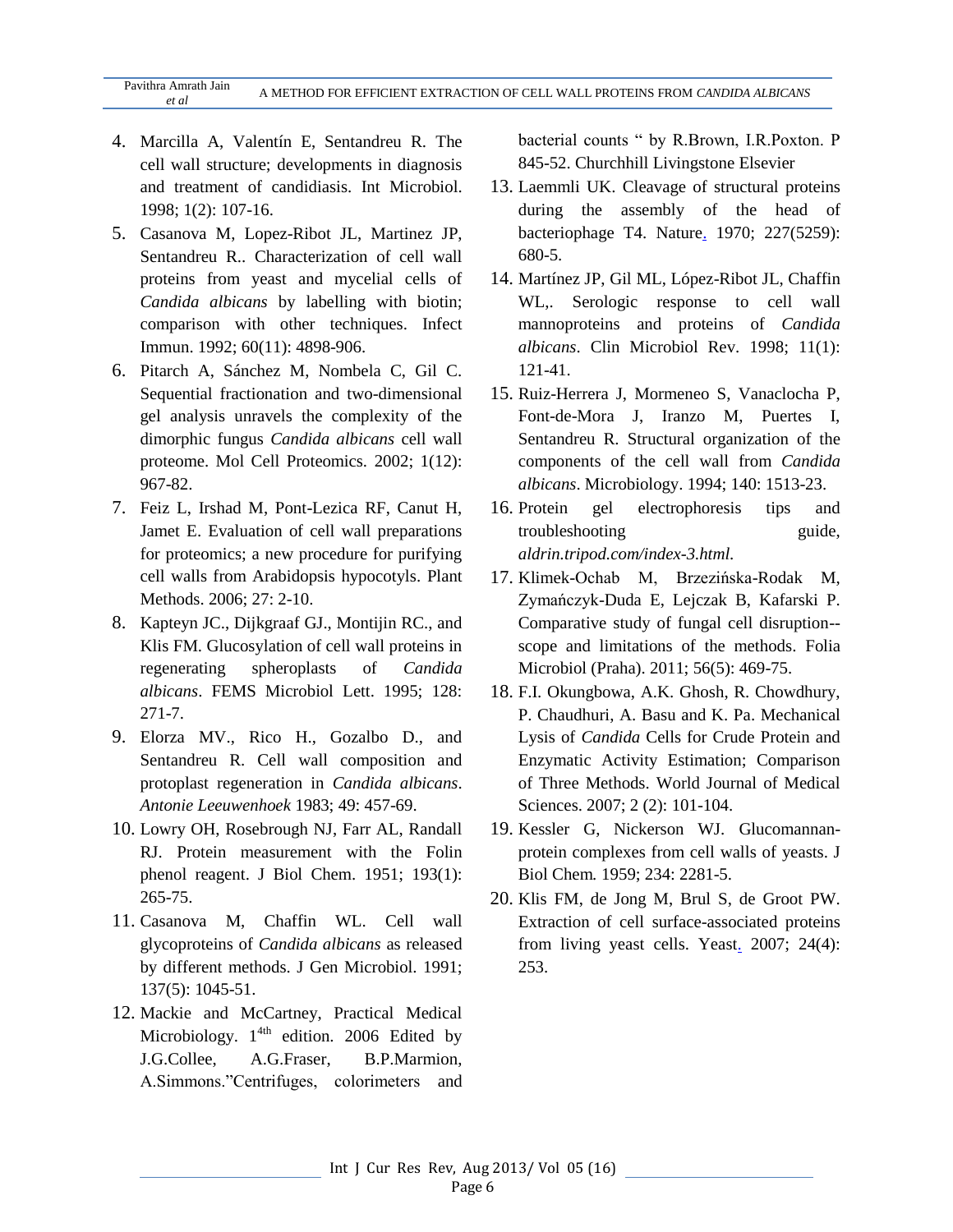4. Marcilla A, Valentín E, Sentandreu R. The cell wall structure; developments in diagnosis and treatment of candidiasis. Int Microbiol. 1998; 1(2): 107-16.
5. Casanova M, Lopez-Ribot JL, Martinez JP, Sentandreu R.. Characterization of cell wall proteins from yeast and mycelial cells of *Candida albicans* by labelling with biotin; comparison with other techniques. Infect Immun. 1992; 60(11): 4898-906.
6. Pitarch A, Sánchez M, Nombela C, Gil C. Sequential fractionation and two-dimensional gel analysis unravels the complexity of the dimorphic fungus *Candida albicans* cell wall proteome. Mol Cell Proteomics. 2002; 1(12): 967-82.
7. Feiz L, Irshad M, Pont-Lezica RF, Canut H, Jamet E. Evaluation of cell wall preparations for proteomics; a new procedure for purifying cell walls from Arabidopsis hypocotyls. Plant Methods. 2006; 27: 2-10.
8. Kapteyn JC., Dijkgraaf GJ., Montijin RC., and Klis FM. Glucosylation of cell wall proteins in regenerating spheroplasts of *Candida albicans*. FEMS Microbiol Lett. 1995; 128: 271-7.
9. Elorza MV., Rico H., Gozalbo D., and Sentandreu R. Cell wall composition and protoplast regeneration in *Candida albicans*. *Antonie Leeuwenhoek* 1983; 49: 457-69.
10. Lowry OH, Rosebrough NJ, Farr AL, Randall RJ. Protein measurement with the Folin phenol reagent. J Biol Chem. 1951; 193(1): 265-75.
11. Casanova M, Chaffin WL. Cell wall glycoproteins of *Candida albicans* as released by different methods. J Gen Microbiol. 1991; 137(5): 1045-51.
12. Mackie and McCartney, Practical Medical Microbiology. 1[4th] edition. 2006 Edited by J.G.Collee, A.G.Fraser, B.P.Marmion, A.Simmons."Centrifuges, colorimeters and bacterial counts " by R.Brown, I.R.Poxton. P 845-52. Churchhill Livingstone Elsevier
13. Laemmli UK. Cleavage of structural proteins during the assembly of the head of bacteriophage T4. Nature. 1970; 227(5259): 680-5.
14. Martínez JP, Gil ML, López-Ribot JL, Chaffin WL,. Serologic response to cell wall mannoproteins and proteins of *Candida albicans*. Clin Microbiol Rev. 1998; 11(1): 121-41.
15. Ruiz-Herrera J, Mormeneo S, Vanaclocha P, Font-de-Mora J, Iranzo M, Puertes I, Sentandreu R. Structural organization of the components of the cell wall from *Candida albicans*. Microbiology. 1994; 140: 1513-23.
16. Protein gel electrophoresis tips and troubleshooting guide, *aldrin.tripod.com/index-3.html*.
17. Klimek-Ochab M, Brzezińska-Rodak M, Zymańczyk-Duda E, Lejczak B, Kafarski P. Comparative study of fungal cell disruption--scope and limitations of the methods. Folia Microbiol (Praha). 2011; 56(5): 469-75.
18. F.I. Okungbowa, A.K. Ghosh, R. Chowdhury, P. Chaudhuri, A. Basu and K. Pa. Mechanical Lysis of *Candida* Cells for Crude Protein and Enzymatic Activity Estimation; Comparison of Three Methods. World Journal of Medical Sciences. 2007; 2 (2): 101-104.
19. Kessler G, Nickerson WJ. Glucomannan-protein complexes from cell walls of yeasts. J Biol Chem. 1959; 234: 2281-5.
20. Klis FM, de Jong M, Brul S, de Groot PW. Extraction of cell surface-associated proteins from living yeast cells. Yeast. 2007; 24(4): 253.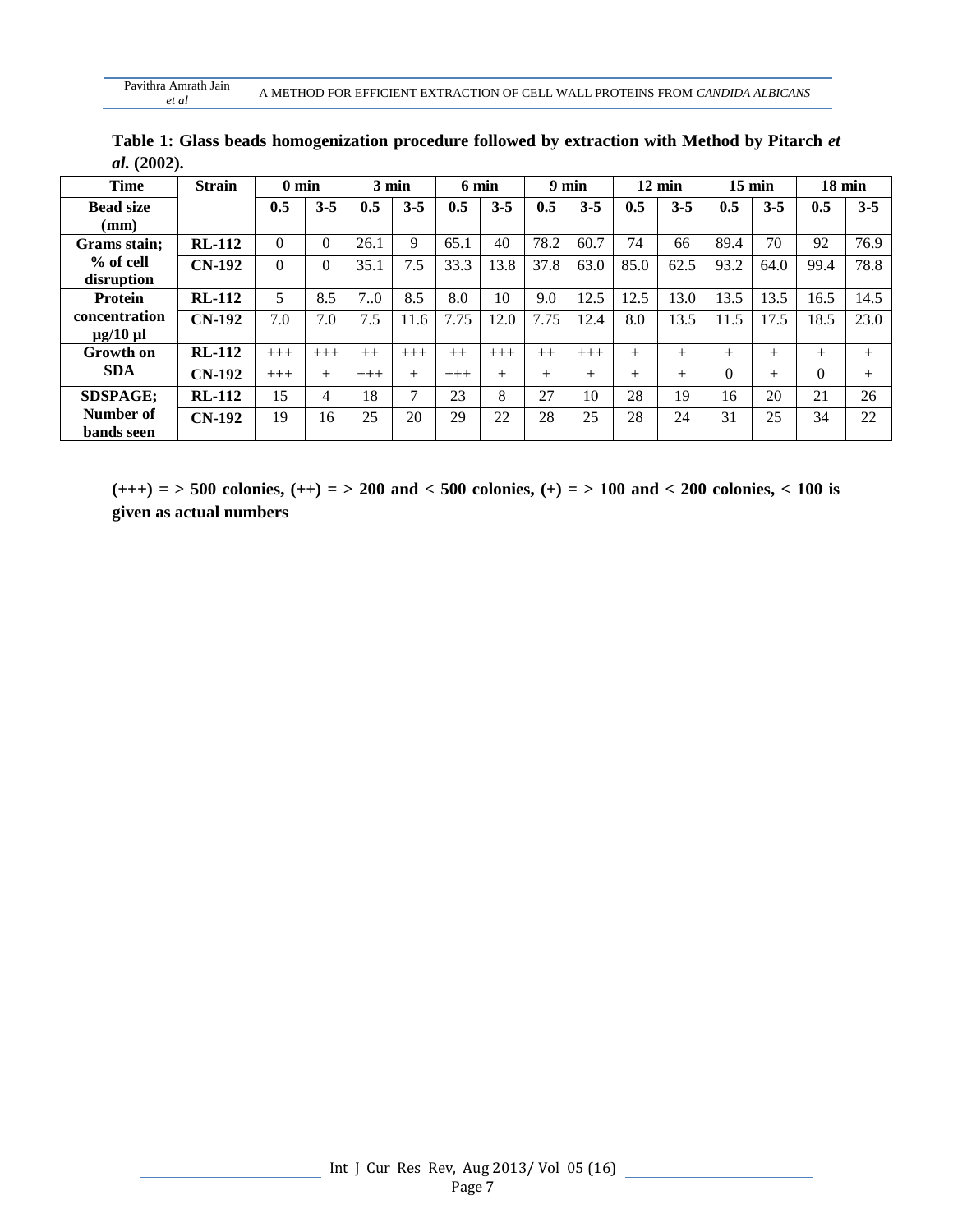**Table 1: Glass beads homogenization procedure followed by extraction with Method by Pitarch *et al.* (2002).**

| Time | Strain | 0 min | | 3 min | | 6 min | | 9 min | | 12 min | | 15 min | | 18 min | |
|---|---|---|---|---|---|---|---|---|---|---|---|---|---|---|---|
| **Bead size (mm)** | | **0.5** | **3-5** | **0.5** | **3-5** | **0.5** | **3-5** | **0.5** | **3-5** | **0.5** | **3-5** | **0.5** | **3-5** | **0.5** | **3-5** |
| **Grams stain; % of cell disruption** | **RL-112** | 0 | 0 | 26.1 | 9 | 65.1 | 40 | 78.2 | 60.7 | 74 | 66 | 89.4 | 70 | 92 | 76.9 |
| | **CN-192** | 0 | 0 | 35.1 | 7.5 | 33.3 | 13.8 | 37.8 | 63.0 | 85.0 | 62.5 | 93.2 | 64.0 | 99.4 | 78.8 |
| **Protein concentration µg/10 µl** | **RL-112** | 5 | 8.5 | 7..0 | 8.5 | 8.0 | 10 | 9.0 | 12.5 | 12.5 | 13.0 | 13.5 | 13.5 | 16.5 | 14.5 |
| | **CN-192** | 7.0 | 7.0 | 7.5 | 11.6 | 7.75 | 12.0 | 7.75 | 12.4 | 8.0 | 13.5 | 11.5 | 17.5 | 18.5 | 23.0 |
| **Growth on SDA** | **RL-112** | +++ | +++ | ++ | +++ | ++ | +++ | ++ | +++ | + | + | + | + | + | + |
| | **CN-192** | +++ | + | +++ | + | +++ | + | + | + | + | + | 0 | + | 0 | + |
| **SDSPAGE; Number of bands seen** | **RL-112** | 15 | 4 | 18 | 7 | 23 | 8 | 27 | 10 | 28 | 19 | 16 | 20 | 21 | 26 |
| | **CN-192** | 19 | 16 | 25 | 20 | 29 | 22 | 28 | 25 | 28 | 24 | 31 | 25 | 34 | 22 |

**(+++) = > 500 colonies, (++) = > 200 and < 500 colonies, (+) = > 100 and < 200 colonies, < 100 is given as actual numbers**